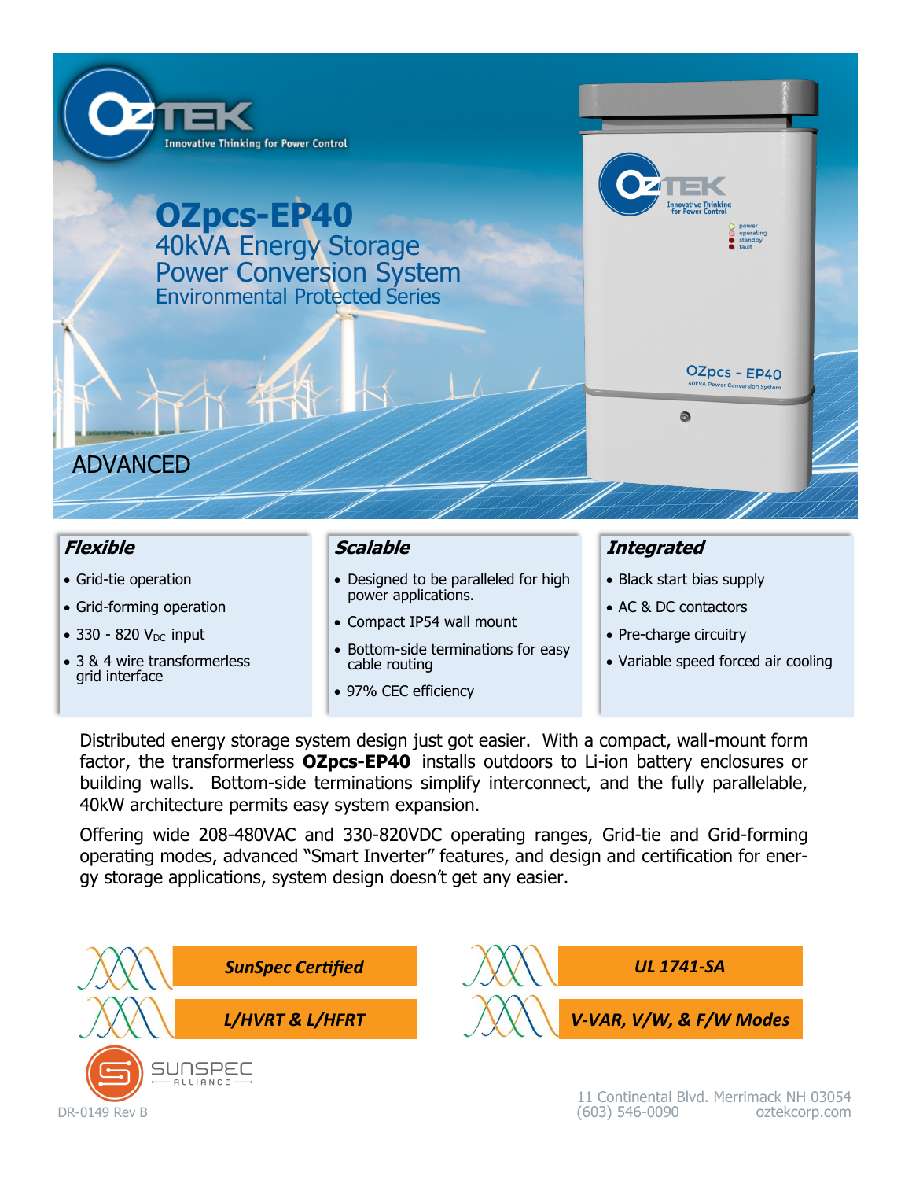OZTEK
Innovative Thinking for Power Control

# OZpcs-EP40

## 40kVA Energy Storage Power Conversion System

### Environmental Protected Series

ADVANCED

### *Flexible*

- Grid-tie operation
- Grid-forming operation
- 330 - 820 $V_{DC}$ input
- 3 & 4 wire transformerless grid interface

### *Scalable*

- Designed to be paralleled for high power applications.
- Compact IP54 wall mount
- Bottom-side terminations for easy cable routing
- 97% CEC efficiency

### *Integrated*

- Black start bias supply
- AC & DC contactors
- Pre-charge circuitry
- Variable speed forced air cooling

Distributed energy storage system design just got easier. With a compact, wall-mount form factor, the transformerless **OZpcs-EP40** installs outdoors to Li-ion battery enclosures or building walls. Bottom-side terminations simplify interconnect, and the fully parallelable, 40kW architecture permits easy system expansion.

Offering wide 208-480VAC and 330-820VDC operating ranges, Grid-tie and Grid-forming operating modes, advanced "Smart Inverter" features, and design and certification for energy storage applications, system design doesn't get any easier.

***SunSpec Certified***

***UL 1741-SA***

***L/HVRT & L/HFRT***

***V-VAR, V/W, & F/W Modes***

SUNSPEC ALLIANCE

DR-0149 Rev B

11 Continental Blvd. Merrimack NH 03054
(603) 546-0090 oztekcorp.com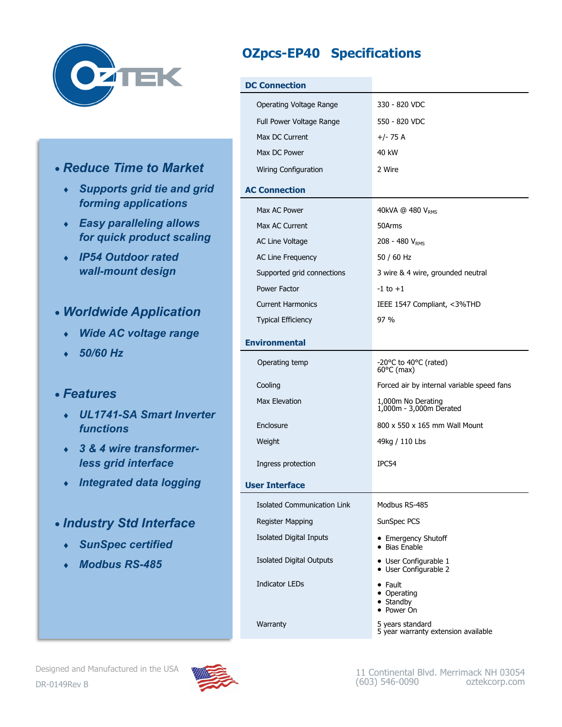# OZpcs-EP40 Specifications

- **Reduce Time to Market**
  - *Supports grid tie and grid forming applications*
  - *Easy paralleling allows for quick product scaling*
  - *IP54 Outdoor rated wall-mount design*
- **Worldwide Application**
  - *Wide AC voltage range*
  - *50/60 Hz*
- **Features**
  - *UL1741-SA Smart Inverter functions*
  - *3 & 4 wire transformer-less grid interface*
  - *Integrated data logging*
- **Industry Std Interface**
  - *SunSpec certified*
  - *Modbus RS-485*

| | |
|---|---|
| **DC Connection** | |
| Operating Voltage Range | 330 - 820 VDC |
| Full Power Voltage Range | 550 - 820 VDC |
| Max DC Current | +/- 75 A |
| Max DC Power | 40 kW |
| Wiring Configuration | 2 Wire |
| **AC Connection** | |
| Max AC Power | 40kVA @ 480 $V_{RMS}$ |
| Max AC Current | 50Arms |
| AC Line Voltage | 208 - 480 $V_{RMS}$ |
| AC Line Frequency | 50 / 60 Hz |
| Supported grid connections | 3 wire & 4 wire, grounded neutral |
| Power Factor | -1 to +1 |
| Current Harmonics | IEEE 1547 Compliant, <3%THD |
| Typical Efficiency | 97 % |
| **Environmental** | |
| Operating temp | -20°C to 40°C (rated)<br>60°C (max) |
| Cooling | Forced air by internal variable speed fans |
| Max Elevation | 1,000m No Derating<br>1,000m - 3,000m Derated |
| Enclosure | 800 x 550 x 165 mm Wall Mount |
| Weight | 49kg / 110 Lbs |
| Ingress protection | IPC54 |
| **User Interface** | |
| Isolated Communication Link | Modbus RS-485 |
| Register Mapping | SunSpec PCS |
| Isolated Digital Inputs | • Emergency Shutoff<br>• Bias Enable |
| Isolated Digital Outputs | • User Configurable 1<br>• User Configurable 2 |
| Indicator LEDs | • Fault<br>• Operating<br>• Standby<br>• Power On |
| Warranty | 5 years standard<br>5 year warranty extension available |

Designed and Manufactured in the USA

DR-0149Rev B

11 Continental Blvd. Merrimack NH 03054
(603) 546-0090 oztekcorp.com